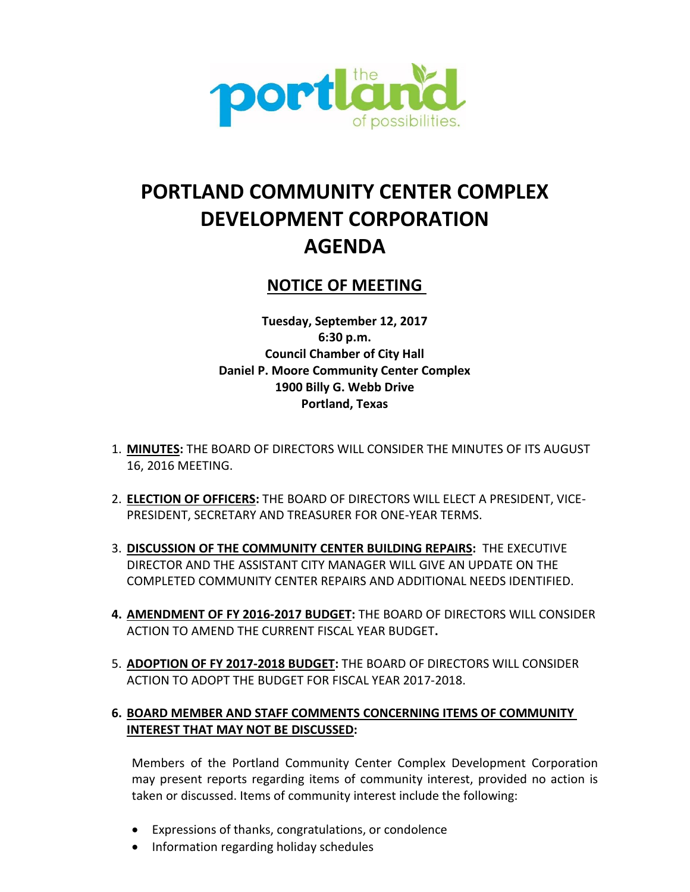# PORTLAND COMMUNITY CENTER COMPLEX DEVELOPMENT CORPORATION AGENDA

## NOTICE OF MEETING

**Tuesday, September 12, 2017**
**6:30 p.m.**
**Council Chamber of City Hall**
**Daniel P. Moore Community Center Complex**
**1900 Billy G. Webb Drive**
**Portland, Texas**

1. **MINUTES:** THE BOARD OF DIRECTORS WILL CONSIDER THE MINUTES OF ITS AUGUST 16, 2016 MEETING.

2. **ELECTION OF OFFICERS:** THE BOARD OF DIRECTORS WILL ELECT A PRESIDENT, VICE-PRESIDENT, SECRETARY AND TREASURER FOR ONE-YEAR TERMS.

3. **DISCUSSION OF THE COMMUNITY CENTER BUILDING REPAIRS:** THE EXECUTIVE DIRECTOR AND THE ASSISTANT CITY MANAGER WILL GIVE AN UPDATE ON THE COMPLETED COMMUNITY CENTER REPAIRS AND ADDITIONAL NEEDS IDENTIFIED.

4. **AMENDMENT OF FY 2016-2017 BUDGET:** THE BOARD OF DIRECTORS WILL CONSIDER ACTION TO AMEND THE CURRENT FISCAL YEAR BUDGET**.**

5. **ADOPTION OF FY 2017-2018 BUDGET:** THE BOARD OF DIRECTORS WILL CONSIDER ACTION TO ADOPT THE BUDGET FOR FISCAL YEAR 2017-2018.

6. **BOARD MEMBER AND STAFF COMMENTS CONCERNING ITEMS OF COMMUNITY INTEREST THAT MAY NOT BE DISCUSSED:**

   Members of the Portland Community Center Complex Development Corporation may present reports regarding items of community interest, provided no action is taken or discussed. Items of community interest include the following:

   - Expressions of thanks, congratulations, or condolence
   - Information regarding holiday schedules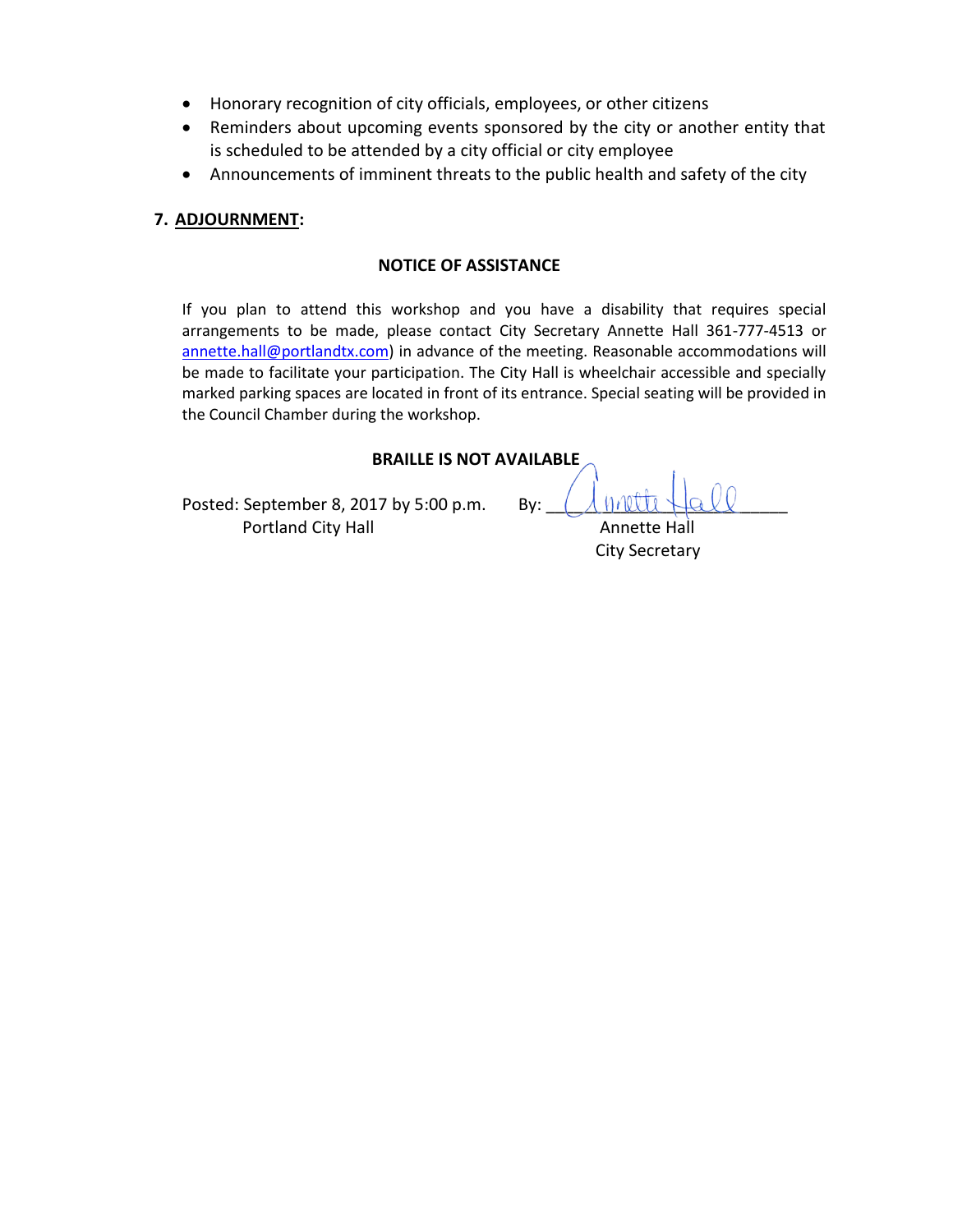- Honorary recognition of city officials, employees, or other citizens
- Reminders about upcoming events sponsored by the city or another entity that is scheduled to be attended by a city official or city employee
- Announcements of imminent threats to the public health and safety of the city

**7. ADJOURNMENT:**

**NOTICE OF ASSISTANCE**

If you plan to attend this workshop and you have a disability that requires special arrangements to be made, please contact City Secretary Annette Hall 361-777-4513 or annette.hall@portlandtx.com) in advance of the meeting. Reasonable accommodations will be made to facilitate your participation. The City Hall is wheelchair accessible and specially marked parking spaces are located in front of its entrance. Special seating will be provided in the Council Chamber during the workshop.

**BRAILLE IS NOT AVAILABLE**

Posted: September 8, 2017 by 5:00 p.m.
Portland City Hall

By: Annette Hall
Annette Hall
City Secretary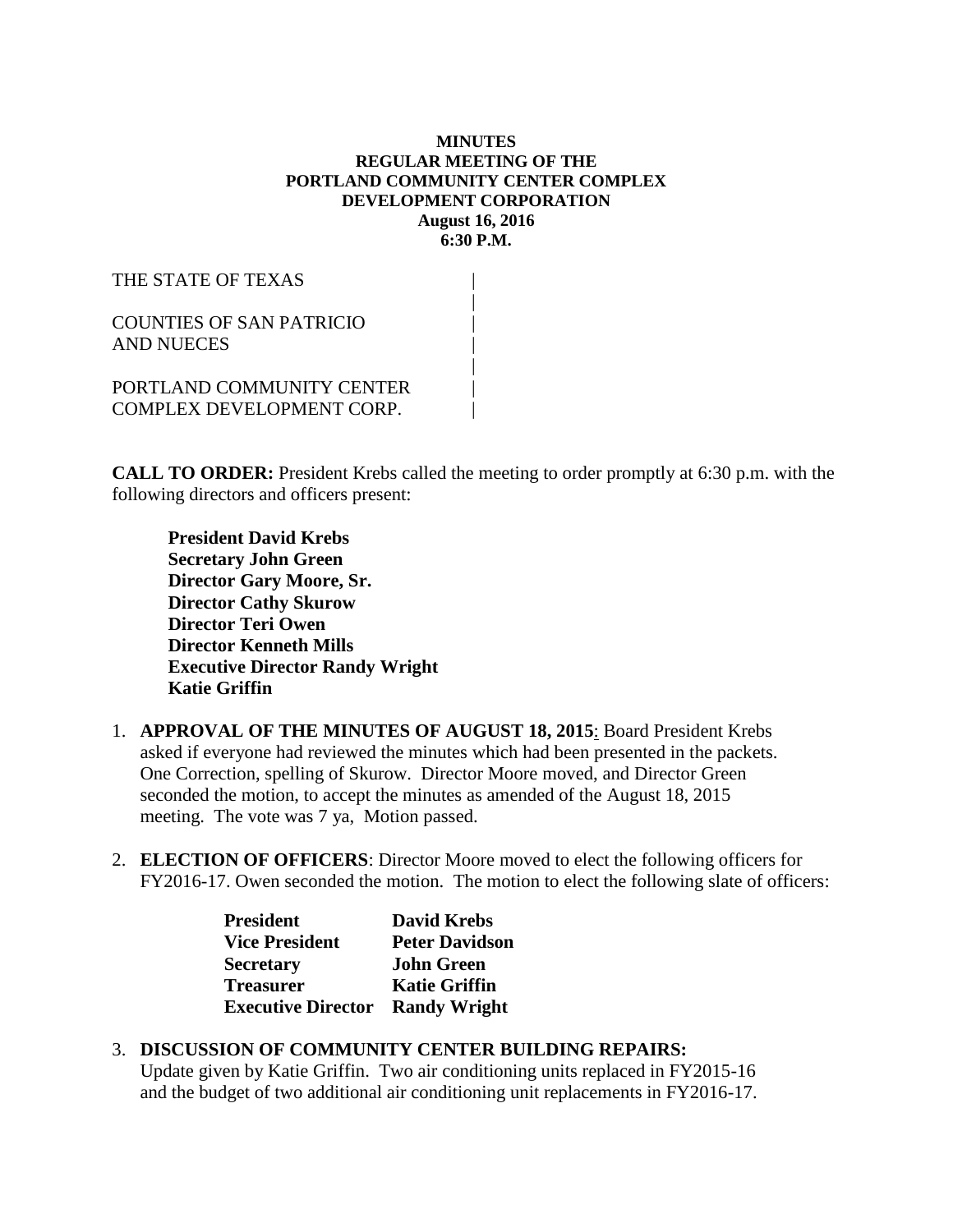**MINUTES**
**REGULAR MEETING OF THE**
**PORTLAND COMMUNITY CENTER COMPLEX**
**DEVELOPMENT CORPORATION**
**August 16, 2016**
**6:30 P.M.**

THE STATE OF TEXAS |
|
COUNTIES OF SAN PATRICIO |
AND NUECES |
|
PORTLAND COMMUNITY CENTER |
COMPLEX DEVELOPMENT CORP. |

**CALL TO ORDER:** President Krebs called the meeting to order promptly at 6:30 p.m. with the following directors and officers present:

**President David Krebs**
**Secretary John Green**
**Director Gary Moore, Sr.**
**Director Cathy Skurow**
**Director Teri Owen**
**Director Kenneth Mills**
**Executive Director Randy Wright**
**Katie Griffin**

1. **APPROVAL OF THE MINUTES OF AUGUST 18, 2015**: Board President Krebs asked if everyone had reviewed the minutes which had been presented in the packets. One Correction, spelling of Skurow. Director Moore moved, and Director Green seconded the motion, to accept the minutes as amended of the August 18, 2015 meeting. The vote was 7 ya, Motion passed.

2. **ELECTION OF OFFICERS**: Director Moore moved to elect the following officers for FY2016-17. Owen seconded the motion. The motion to elect the following slate of officers:

| | |
|---|---|
| **President** | **David Krebs** |
| **Vice President** | **Peter Davidson** |
| **Secretary** | **John Green** |
| **Treasurer** | **Katie Griffin** |
| **Executive Director** | **Randy Wright** |

3. **DISCUSSION OF COMMUNITY CENTER BUILDING REPAIRS:** Update given by Katie Griffin. Two air conditioning units replaced in FY2015-16 and the budget of two additional air conditioning unit replacements in FY2016-17.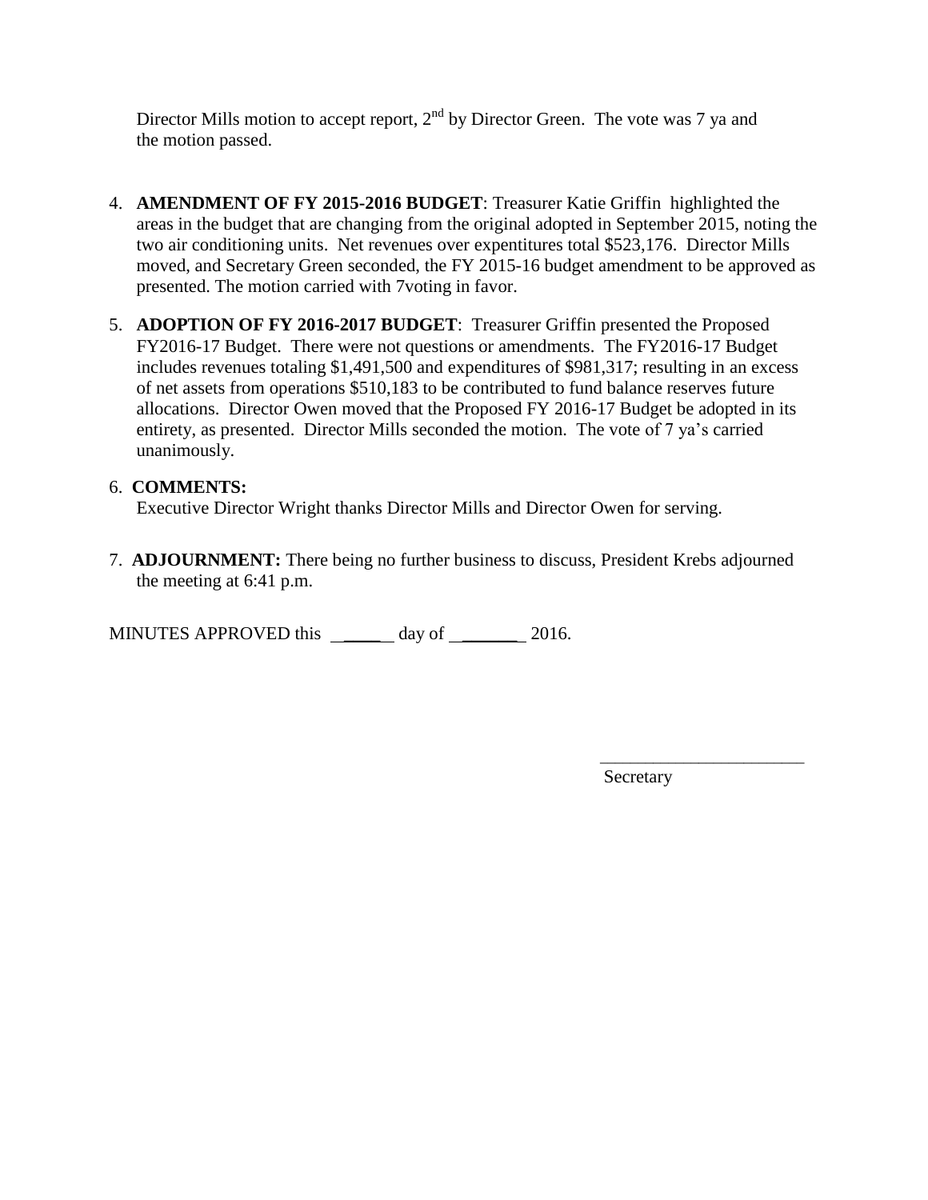Director Mills motion to accept report, 2nd by Director Green. The vote was 7 ya and the motion passed.

4. **AMENDMENT OF FY 2015-2016 BUDGET**: Treasurer Katie Griffin highlighted the areas in the budget that are changing from the original adopted in September 2015, noting the two air conditioning units. Net revenues over expentitures total $523,176. Director Mills moved, and Secretary Green seconded, the FY 2015-16 budget amendment to be approved as presented. The motion carried with 7voting in favor.

5. **ADOPTION OF FY 2016-2017 BUDGET**: Treasurer Griffin presented the Proposed FY2016-17 Budget. There were not questions or amendments. The FY2016-17 Budget includes revenues totaling $1,491,500 and expenditures of $981,317; resulting in an excess of net assets from operations $510,183 to be contributed to fund balance reserves future allocations. Director Owen moved that the Proposed FY 2016-17 Budget be adopted in its entirety, as presented. Director Mills seconded the motion. The vote of 7 ya's carried unanimously.

6. **COMMENTS:**
   Executive Director Wright thanks Director Mills and Director Owen for serving.

7. **ADJOURNMENT:** There being no further business to discuss, President Krebs adjourned the meeting at 6:41 p.m.

MINUTES APPROVED this _____ day of _______ 2016.

_______________________
Secretary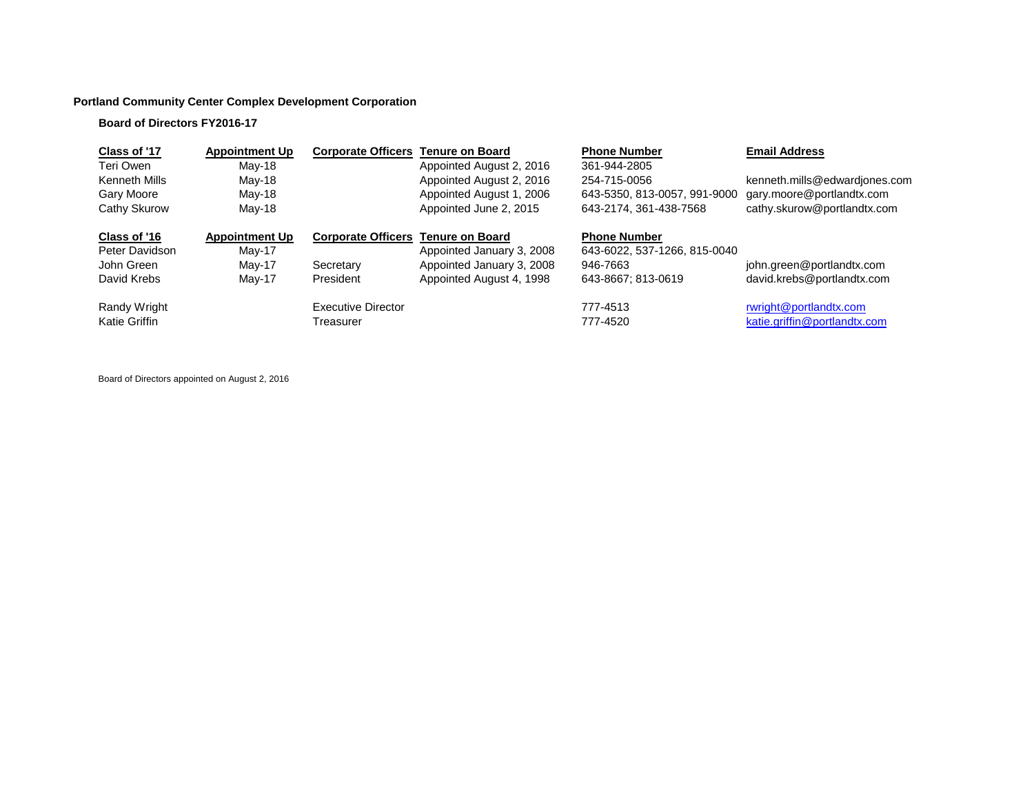**Portland Community Center Complex Development Corporation**

**Board of Directors FY2016-17**

| Class of '17 | Appointment Up | Corporate Officers | Tenure on Board | Phone Number | Email Address |
|---|---|---|---|---|---|
| Teri Owen | May-18 | | Appointed August 2, 2016 | 361-944-2805 | |
| Kenneth Mills | May-18 | | Appointed August 2, 2016 | 254-715-0056 | kenneth.mills@edwardjones.com |
| Gary Moore | May-18 | | Appointed August 1, 2006 | 643-5350, 813-0057, 991-9000 | gary.moore@portlandtx.com |
| Cathy Skurow | May-18 | | Appointed June 2, 2015 | 643-2174, 361-438-7568 | cathy.skurow@portlandtx.com |

| Class of '16 | Appointment Up | Corporate Officers | Tenure on Board | Phone Number | Email Address |
|---|---|---|---|---|---|
| Peter Davidson | May-17 | | Appointed January 3, 2008 | 643-6022, 537-1266, 815-0040 | |
| John Green | May-17 | Secretary | Appointed January 3, 2008 | 946-7663 | john.green@portlandtx.com |
| David Krebs | May-17 | President | Appointed August 4, 1998 | 643-8667; 813-0619 | david.krebs@portlandtx.com |
| | | | | | |
| Randy Wright | | Executive Director | | 777-4513 | rwright@portlandtx.com |
| Katie Griffin | | Treasurer | | 777-4520 | katie.griffin@portlandtx.com |

Board of Directors appointed on August 2, 2016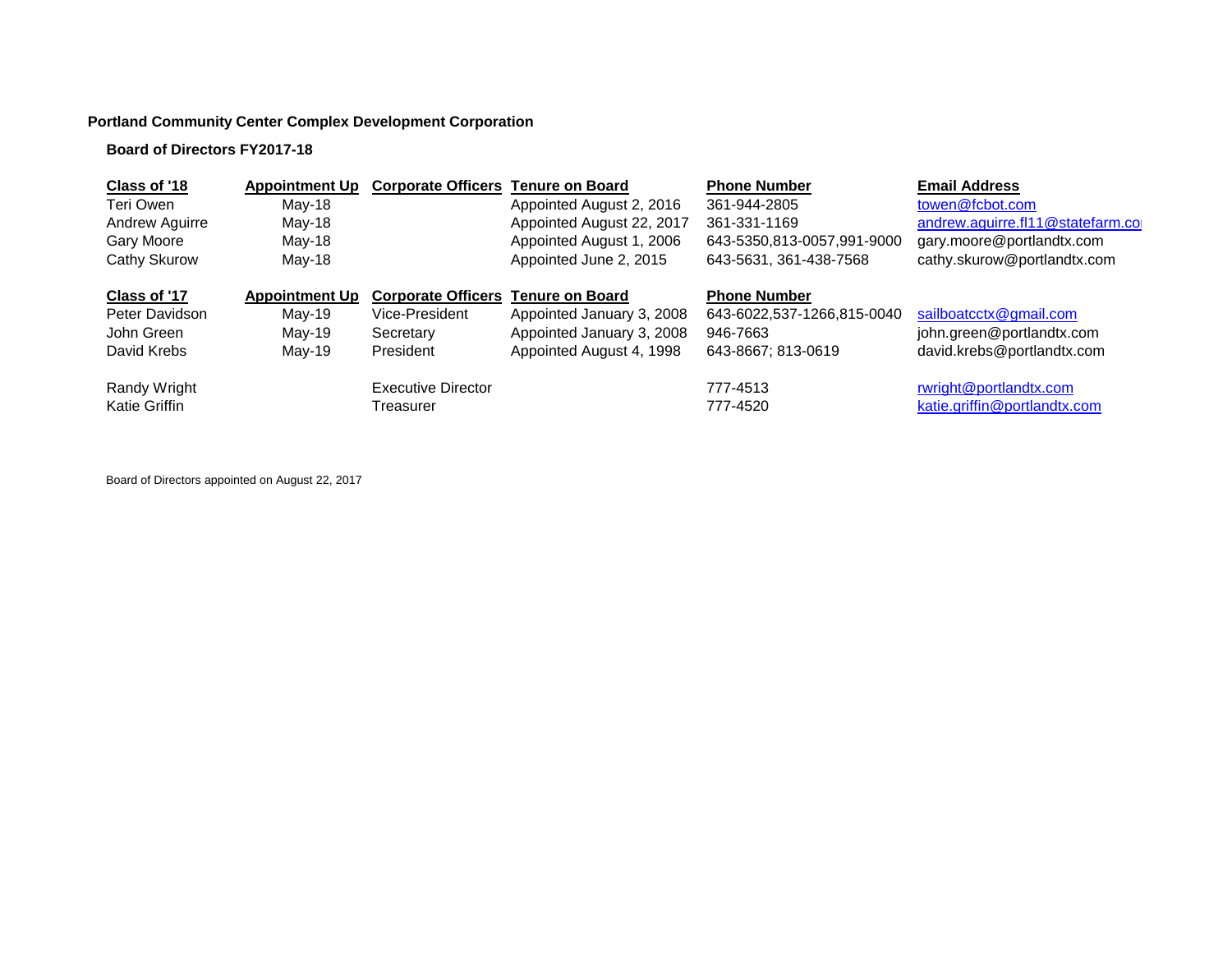**Portland Community Center Complex Development Corporation**

**Board of Directors FY2017-18**

| Class of '18 | Appointment Up | Corporate Officers | Tenure on Board | Phone Number | Email Address |
|---|---|---|---|---|---|
| Teri Owen | May-18 | | Appointed August 2, 2016 | 361-944-2805 | towen@fcbot.com |
| Andrew Aguirre | May-18 | | Appointed August 22, 2017 | 361-331-1169 | andrew.aguirre.fl11@statefarm.co |
| Gary Moore | May-18 | | Appointed August 1, 2006 | 643-5350,813-0057,991-9000 | gary.moore@portlandtx.com |
| Cathy Skurow | May-18 | | Appointed June 2, 2015 | 643-5631, 361-438-7568 | cathy.skurow@portlandtx.com |
| **Class of '17** | **Appointment Up** | **Corporate Officers** | **Tenure on Board** | **Phone Number** | |
| Peter Davidson | May-19 | Vice-President | Appointed January 3, 2008 | 643-6022,537-1266,815-0040 | sailboatcctx@gmail.com |
| John Green | May-19 | Secretary | Appointed January 3, 2008 | 946-7663 | john.green@portlandtx.com |
| David Krebs | May-19 | President | Appointed August 4, 1998 | 643-8667; 813-0619 | david.krebs@portlandtx.com |
| Randy Wright | | Executive Director | | 777-4513 | rwright@portlandtx.com |
| Katie Griffin | | Treasurer | | 777-4520 | katie.griffin@portlandtx.com |

Board of Directors appointed on August 22, 2017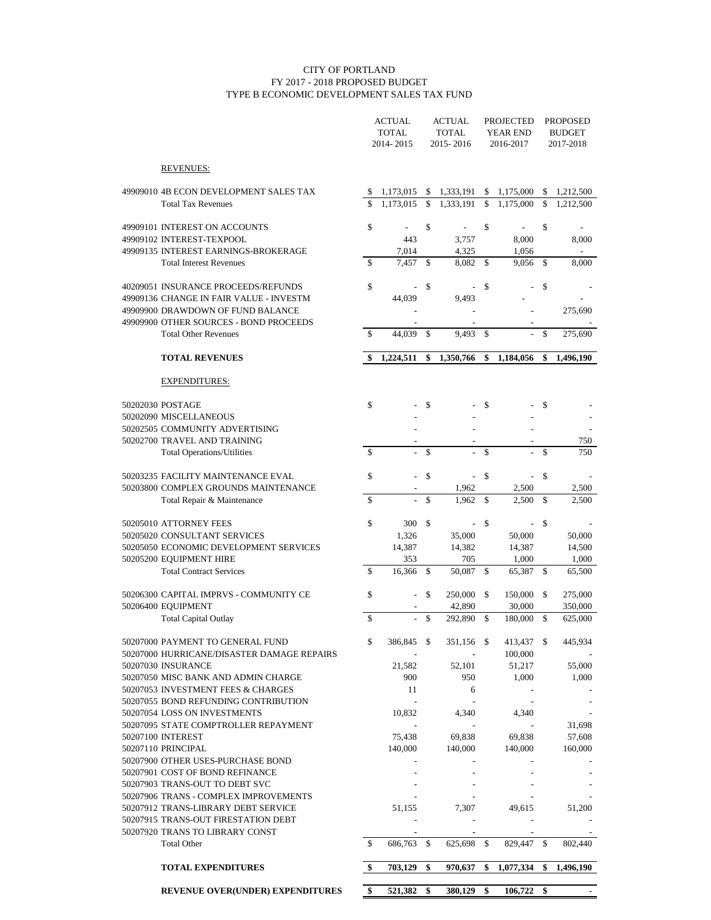# CITY OF PORTLAND
## FY 2017 - 2018 PROPOSED BUDGET
### TYPE B ECONOMIC DEVELOPMENT SALES TAX FUND

| | ACTUAL TOTAL 2014- 2015 | ACTUAL TOTAL 2015- 2016 | PROJECTED YEAR END 2016-2017 | PROPOSED BUDGET 2017-2018 |
|---|---|---|---|---|
| REVENUES: | | | | |
| 49909010 4B ECON DEVELOPMENT SALES TAX | $ 1,173,015 | $ 1,333,191 | $ 1,175,000 | $ 1,212,500 |
| Total Tax Revenues | $ 1,173,015 | $ 1,333,191 | $ 1,175,000 | $ 1,212,500 |
| 49909101 INTEREST ON ACCOUNTS | $ - | $ - | $ - | $ - |
| 49909102 INTEREST-TEXPOOL | 443 | 3,757 | 8,000 | 8,000 |
| 49909135 INTEREST EARNINGS-BROKERAGE | 7,014 | 4,325 | 1,056 | - |
| Total Interest Revenues | $ 7,457 | $ 8,082 | $ 9,056 | $ 8,000 |
| 40209051 INSURANCE PROCEEDS/REFUNDS | $ - | $ - | $ - | $ - |
| 49909136 CHANGE IN FAIR VALUE - INVESTM | 44,039 | 9,493 | - | - |
| 49909900 DRAWDOWN OF FUND BALANCE | - | - | - | 275,690 |
| 49909900 OTHER SOURCES - BOND PROCEEDS | - | - | - | - |
| Total Other Revenues | $ 44,039 | $ 9,493 | $ - | $ 275,690 |
| **TOTAL REVENUES** | **$ 1,224,511** | **$ 1,350,766** | **$ 1,184,056** | **$ 1,496,190** |
| EXPENDITURES: | | | | |
| 50202030 POSTAGE | $ - | $ - | $ - | $ - |
| 50202090 MISCELLANEOUS | - | - | - | - |
| 50202505 COMMUNITY ADVERTISING | - | - | - | - |
| 50202700 TRAVEL AND TRAINING | - | - | - | 750 |
| Total Operations/Utilities | $ - | $ - | $ - | $ 750 |
| 50203235 FACILITY MAINTENANCE EVAL | $ - | $ - | $ - | $ - |
| 50203800 COMPLEX GROUNDS MAINTENANCE | - | 1,962 | 2,500 | 2,500 |
| Total Repair & Maintenance | $ - | $ 1,962 | $ 2,500 | $ 2,500 |
| 50205010 ATTORNEY FEES | $ 300 | $ - | $ - | $ - |
| 50205020 CONSULTANT SERVICES | 1,326 | 35,000 | 50,000 | 50,000 |
| 50205050 ECONOMIC DEVELOPMENT SERVICES | 14,387 | 14,382 | 14,387 | 14,500 |
| 50205200 EQUIPMENT HIRE | 353 | 705 | 1,000 | 1,000 |
| Total Contract Services | $ 16,366 | $ 50,087 | $ 65,387 | $ 65,500 |
| 50206300 CAPITAL IMPRVS - COMMUNITY CE | $ - | $ 250,000 | $ 150,000 | $ 275,000 |
| 50206400 EQUIPMENT | - | 42,890 | 30,000 | 350,000 |
| Total Capital Outlay | $ - | $ 292,890 | $ 180,000 | $ 625,000 |
| 50207000 PAYMENT TO GENERAL FUND | $ 386,845 | $ 351,156 | $ 413,437 | $ 445,934 |
| 50207000 HURRICANE/DISASTER DAMAGE REPAIRS | - | - | 100,000 | - |
| 50207030 INSURANCE | 21,582 | 52,101 | 51,217 | 55,000 |
| 50207050 MISC BANK AND ADMIN CHARGE | 900 | 950 | 1,000 | 1,000 |
| 50207053 INVESTMENT FEES & CHARGES | 11 | 6 | - | - |
| 50207055 BOND REFUNDING CONTRIBUTION | - | - | - | - |
| 50207054 LOSS ON INVESTMENTS | 10,832 | 4,340 | 4,340 | - |
| 50207095 STATE COMPTROLLER REPAYMENT | - | - | - | 31,698 |
| 50207100 INTEREST | 75,438 | 69,838 | 69,838 | 57,608 |
| 50207110 PRINCIPAL | 140,000 | 140,000 | 140,000 | 160,000 |
| 50207900 OTHER USES-PURCHASE BOND | - | - | - | - |
| 50207901 COST OF BOND REFINANCE | - | - | - | - |
| 50207903 TRANS-OUT TO DEBT SVC | - | - | - | - |
| 50207906 TRANS - COMPLEX IMPROVEMENTS | - | - | - | - |
| 50207912 TRANS-LIBRARY DEBT SERVICE | 51,155 | 7,307 | 49,615 | 51,200 |
| 50207915 TRANS-OUT FIRESTATION DEBT | - | - | - | - |
| 50207920 TRANS TO LIBRARY CONST | - | - | - | - |
| Total Other | $ 686,763 | $ 625,698 | $ 829,447 | $ 802,440 |
| **TOTAL EXPENDITURES** | **$ 703,129** | **$ 970,637** | **$ 1,077,334** | **$ 1,496,190** |
| **REVENUE OVER(UNDER) EXPENDITURES** | **$ 521,382** | **$ 380,129** | **$ 106,722** | **$ -** |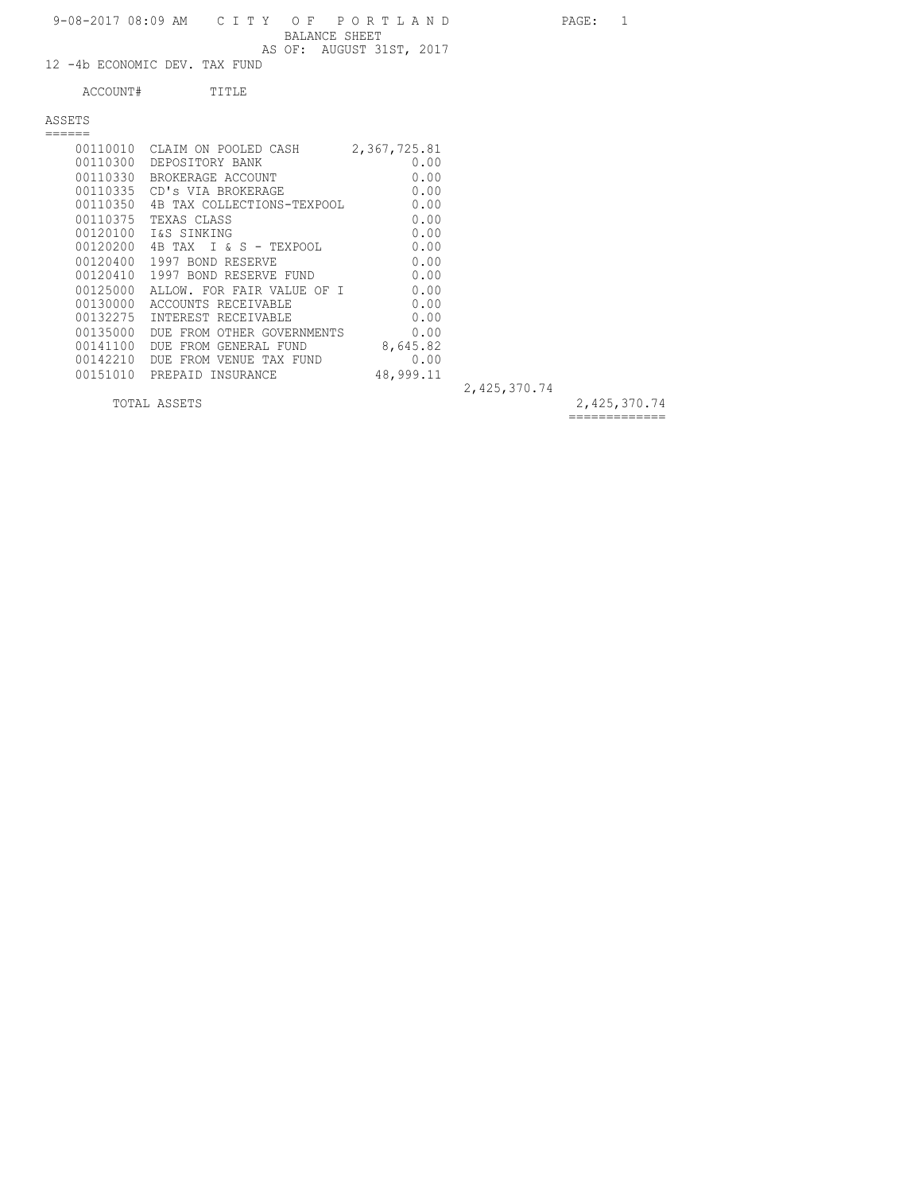9-08-2017 08:09 AM

# CITY OF PORTLAND

## BALANCE SHEET

AS OF: AUGUST 31ST, 2017

12 -4b ECONOMIC DEV. TAX FUND

### ASSETS

| ACCOUNT# | TITLE | | | |
|---|---|---|---|---|
| 00110010 | CLAIM ON POOLED CASH | 2,367,725.81 | | |
| 00110300 | DEPOSITORY BANK | 0.00 | | |
| 00110330 | BROKERAGE ACCOUNT | 0.00 | | |
| 00110335 | CD's VIA BROKERAGE | 0.00 | | |
| 00110350 | 4B TAX COLLECTIONS-TEXPOOL | 0.00 | | |
| 00110375 | TEXAS CLASS | 0.00 | | |
| 00120100 | I&S SINKING | 0.00 | | |
| 00120200 | 4B TAX I & S - TEXPOOL | 0.00 | | |
| 00120400 | 1997 BOND RESERVE | 0.00 | | |
| 00120410 | 1997 BOND RESERVE FUND | 0.00 | | |
| 00125000 | ALLOW. FOR FAIR VALUE OF I | 0.00 | | |
| 00130000 | ACCOUNTS RECEIVABLE | 0.00 | | |
| 00132275 | INTEREST RECEIVABLE | 0.00 | | |
| 00135000 | DUE FROM OTHER GOVERNMENTS | 0.00 | | |
| 00141100 | DUE FROM GENERAL FUND | 8,645.82 | | |
| 00142210 | DUE FROM VENUE TAX FUND | 0.00 | | |
| 00151010 | PREPAID INSURANCE | 48,999.11 | | |
| | | | 2,425,370.74 | |
| | TOTAL ASSETS | | | 2,425,370.74 |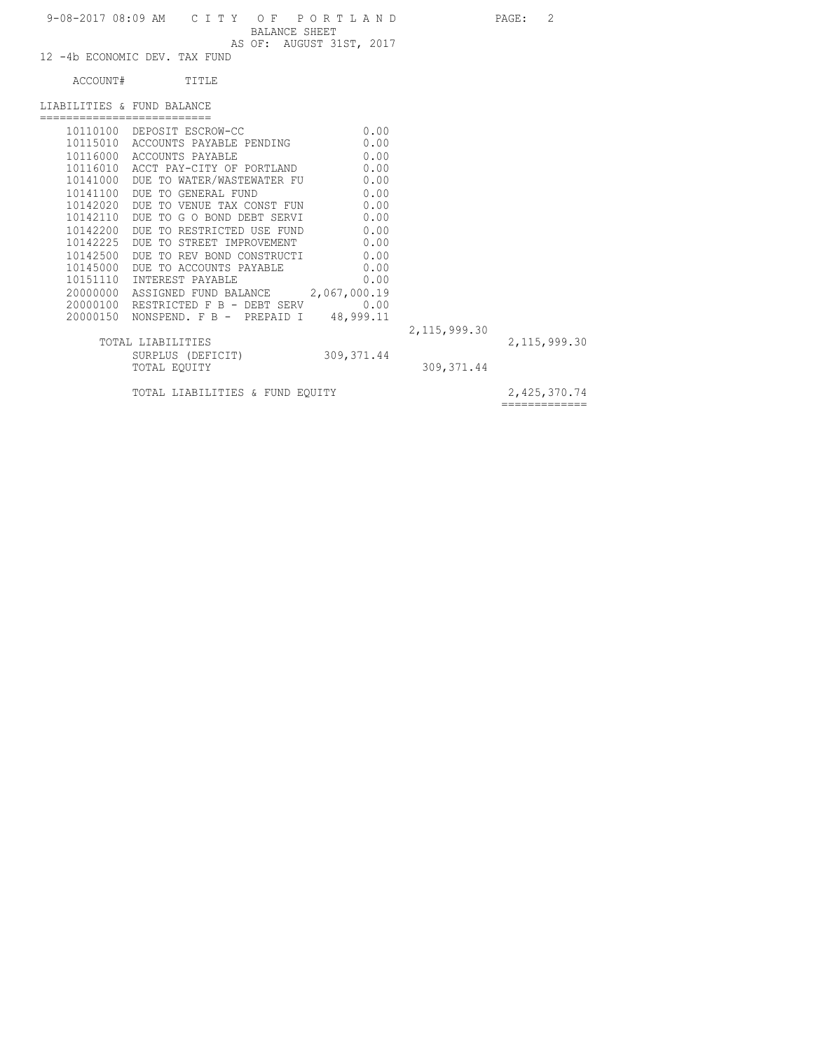9-08-2017 08:09 AM — CITY OF PORTLAND

BALANCE SHEET

AS OF: AUGUST 31ST, 2017

12 -4b ECONOMIC DEV. TAX FUND

## LIABILITIES & FUND BALANCE

| ACCOUNT# | TITLE | | | |
|---|---|---|---|---|
| 10110100 | DEPOSIT ESCROW-CC | 0.00 | | |
| 10115010 | ACCOUNTS PAYABLE PENDING | 0.00 | | |
| 10116000 | ACCOUNTS PAYABLE | 0.00 | | |
| 10116010 | ACCT PAY-CITY OF PORTLAND | 0.00 | | |
| 10141000 | DUE TO WATER/WASTEWATER FU | 0.00 | | |
| 10141100 | DUE TO GENERAL FUND | 0.00 | | |
| 10142020 | DUE TO VENUE TAX CONST FUN | 0.00 | | |
| 10142110 | DUE TO G O BOND DEBT SERVI | 0.00 | | |
| 10142200 | DUE TO RESTRICTED USE FUND | 0.00 | | |
| 10142225 | DUE TO STREET IMPROVEMENT | 0.00 | | |
| 10142500 | DUE TO REV BOND CONSTRUCTI | 0.00 | | |
| 10145000 | DUE TO ACCOUNTS PAYABLE | 0.00 | | |
| 10151110 | INTEREST PAYABLE | 0.00 | | |
| 20000000 | ASSIGNED FUND BALANCE | 2,067,000.19 | | |
| 20000100 | RESTRICTED F B - DEBT SERV | 0.00 | | |
| 20000150 | NONSPEND. F B - PREPAID I | 48,999.11 | | |
| | | | 2,115,999.30 | |
| | TOTAL LIABILITIES | | | 2,115,999.30 |
| | SURPLUS (DEFICIT) | 309,371.44 | | |
| | TOTAL EQUITY | | 309,371.44 | |
| | TOTAL LIABILITIES & FUND EQUITY | | | 2,425,370.74 |